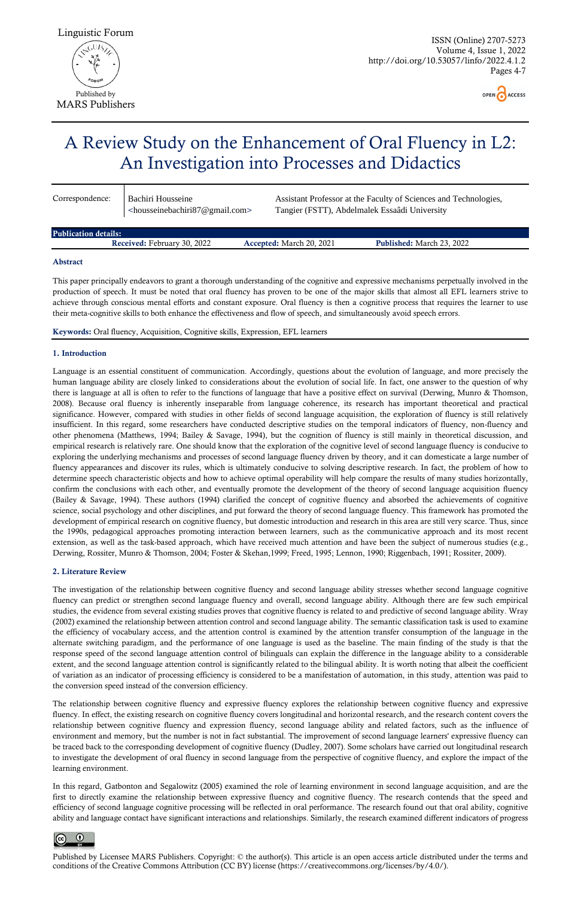# A Review Study on the Enhancement of Oral Fluency in L2: An Investigation into Processes and Didactics

| Correspondence: | Bachiri Housseine <housseinebachiri87@gmail.com> | Assistant Professor at the Faculty of Sciences and Technologies, Tangier (FSTT), Abdelmalek Essaâdi University |
|---|---|---|

**Publication details:**

**Received:** February 30, 2022 **Accepted:** March 20, 2021 **Published:** March 23, 2022

### Abstract

This paper principally endeavors to grant a thorough understanding of the cognitive and expressive mechanisms perpetually involved in the production of speech. It must be noted that oral fluency has proven to be one of the major skills that almost all EFL learners strive to achieve through conscious mental efforts and constant exposure. Oral fluency is then a cognitive process that requires the learner to use their meta-cognitive skills to both enhance the effectiveness and flow of speech, and simultaneously avoid speech errors.

**Keywords:** Oral fluency, Acquisition, Cognitive skills, Expression, EFL learners

## 1. Introduction

Language is an essential constituent of communication. Accordingly, questions about the evolution of language, and more precisely the human language ability are closely linked to considerations about the evolution of social life. In fact, one answer to the question of why there is language at all is often to refer to the functions of language that have a positive effect on survival (Derwing, Munro & Thomson, 2008). Because oral fluency is inherently inseparable from language coherence, its research has important theoretical and practical significance. However, compared with studies in other fields of second language acquisition, the exploration of fluency is still relatively insufficient. In this regard, some researchers have conducted descriptive studies on the temporal indicators of fluency, non-fluency and other phenomena (Matthews, 1994; Bailey & Savage, 1994), but the cognition of fluency is still mainly in theoretical discussion, and empirical research is relatively rare. One should know that the exploration of the cognitive level of second language fluency is conducive to exploring the underlying mechanisms and processes of second language fluency driven by theory, and it can domesticate a large number of fluency appearances and discover its rules, which is ultimately conducive to solving descriptive research. In fact, the problem of how to determine speech characteristic objects and how to achieve optimal operability will help compare the results of many studies horizontally, confirm the conclusions with each other, and eventually promote the development of the theory of second language acquisition fluency (Bailey & Savage, 1994). These authors (1994) clarified the concept of cognitive fluency and absorbed the achievements of cognitive science, social psychology and other disciplines, and put forward the theory of second language fluency. This framework has promoted the development of empirical research on cognitive fluency, but domestic introduction and research in this area are still very scarce. Thus, since the 1990s, pedagogical approaches promoting interaction between learners, such as the communicative approach and its most recent extension, as well as the task-based approach, which have received much attention and have been the subject of numerous studies (e.g., Derwing, Rossiter, Munro & Thomson, 2004; Foster & Skehan,1999; Freed, 1995; Lennon, 1990; Riggenbach, 1991; Rossiter, 2009).

## 2. Literature Review

The investigation of the relationship between cognitive fluency and second language ability stresses whether second language cognitive fluency can predict or strengthen second language fluency and overall, second language ability. Although there are few such empirical studies, the evidence from several existing studies proves that cognitive fluency is related to and predictive of second language ability. Wray (2002) examined the relationship between attention control and second language ability. The semantic classification task is used to examine the efficiency of vocabulary access, and the attention control is examined by the attention transfer consumption of the language in the alternate switching paradigm, and the performance of one language is used as the baseline. The main finding of the study is that the response speed of the second language attention control of bilinguals can explain the difference in the language ability to a considerable extent, and the second language attention control is significantly related to the bilingual ability. It is worth noting that albeit the coefficient of variation as an indicator of processing efficiency is considered to be a manifestation of automation, in this study, attention was paid to the conversion speed instead of the conversion efficiency.

The relationship between cognitive fluency and expressive fluency explores the relationship between cognitive fluency and expressive fluency. In effect, the existing research on cognitive fluency covers longitudinal and horizontal research, and the research content covers the relationship between cognitive fluency and expression fluency, second language ability and related factors, such as the influence of environment and memory, but the number is not in fact substantial. The improvement of second language learners' expressive fluency can be traced back to the corresponding development of cognitive fluency (Dudley, 2007). Some scholars have carried out longitudinal research to investigate the development of oral fluency in second language from the perspective of cognitive fluency, and explore the impact of the learning environment.

In this regard, Gatbonton and Segalowitz (2005) examined the role of learning environment in second language acquisition, and are the first to directly examine the relationship between expressive fluency and cognitive fluency. The research contends that the speed and efficiency of second language cognitive processing will be reflected in oral performance. The research found out that oral ability, cognitive ability and language contact have significant interactions and relationships. Similarly, the research examined different indicators of progress

Published by Licensee MARS Publishers. Copyright: © the author(s). This article is an open access article distributed under the terms and conditions of the Creative Commons Attribution (CC BY) license (https://creativecommons.org/licenses/by/4.0/).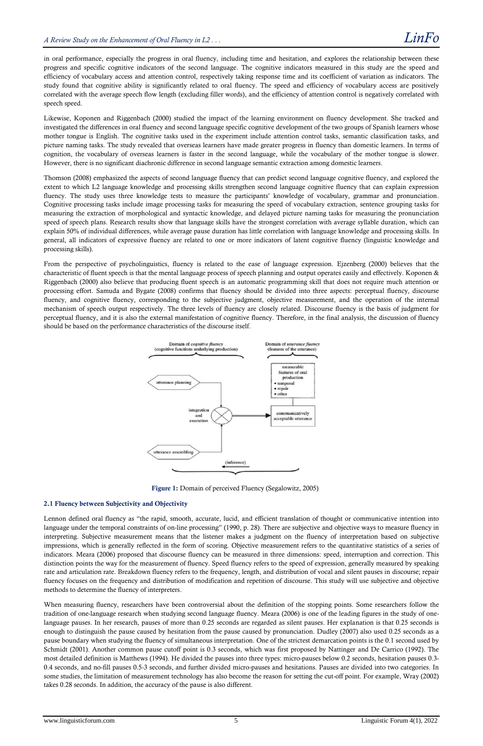in oral performance, especially the progress in oral fluency, including time and hesitation, and explores the relationship between these progress and specific cognitive indicators of the second language. The cognitive indicators measured in this study are the speed and efficiency of vocabulary access and attention control, respectively taking response time and its coefficient of variation as indicators. The study found that cognitive ability is significantly related to oral fluency. The speed and efficiency of vocabulary access are positively correlated with the average speech flow length (excluding filler words), and the efficiency of attention control is negatively correlated with speech speed.

Likewise, Koponen and Riggenbach (2000) studied the impact of the learning environment on fluency development. She tracked and investigated the differences in oral fluency and second language specific cognitive development of the two groups of Spanish learners whose mother tongue is English. The cognitive tasks used in the experiment include attention control tasks, semantic classification tasks, and picture naming tasks. The study revealed that overseas learners have made greater progress in fluency than domestic learners. In terms of cognition, the vocabulary of overseas learners is faster in the second language, while the vocabulary of the mother tongue is slower. However, there is no significant diachronic difference in second language semantic extraction among domestic learners.

Thomson (2008) emphasized the aspects of second language fluency that can predict second language cognitive fluency, and explored the extent to which L2 language knowledge and processing skills strengthen second language cognitive fluency that can explain expression fluency. The study uses three knowledge tests to measure the participants' knowledge of vocabulary, grammar and pronunciation. Cognitive processing tasks include image processing tasks for measuring the speed of vocabulary extraction, sentence grouping tasks for measuring the extraction of morphological and syntactic knowledge, and delayed picture naming tasks for measuring the pronunciation speed of speech plans. Research results show that language skills have the strongest correlation with average syllable duration, which can explain 50% of individual differences, while average pause duration has little correlation with language knowledge and processing skills. In general, all indicators of expressive fluency are related to one or more indicators of latent cognitive fluency (linguistic knowledge and processing skills).

From the perspective of psycholinguistics, fluency is related to the ease of language expression. Ejzenberg (2000) believes that the characteristic of fluent speech is that the mental language process of speech planning and output operates easily and effectively. Koponen & Riggenbach (2000) also believe that producing fluent speech is an automatic programming skill that does not require much attention or processing effort. Samuda and Bygate (2008) confirms that fluency should be divided into three aspects: perceptual fluency, discourse fluency, and cognitive fluency, corresponding to the subjective judgment, objective measurement, and the operation of the internal mechanism of speech output respectively. The three levels of fluency are closely related. Discourse fluency is the basis of judgment for perceptual fluency, and it is also the external manifestation of cognitive fluency. Therefore, in the final analysis, the discussion of fluency should be based on the performance characteristics of the discourse itself.

**Figure 1:** Domain of perceived Fluency (Segalowitz, 2005)

### 2.1 Fluency between Subjectivity and Objectivity

Lennon defined oral fluency as "the rapid, smooth, accurate, lucid, and efficient translation of thought or communicative intention into language under the temporal constraints of on-line processing" (1990, p. 28). There are subjective and objective ways to measure fluency in interpreting. Subjective measurement means that the listener makes a judgment on the fluency of interpretation based on subjective impressions, which is generally reflected in the form of scoring. Objective measurement refers to the quantitative statistics of a series of indicators. Meara (2006) proposed that discourse fluency can be measured in three dimensions: speed, interruption and correction. This distinction points the way for the measurement of fluency. Speed fluency refers to the speed of expression, generally measured by speaking rate and articulation rate. Breakdown fluency refers to the frequency, length, and distribution of vocal and silent pauses in discourse; repair fluency focuses on the frequency and distribution of modification and repetition of discourse. This study will use subjective and objective methods to determine the fluency of interpreters.

When measuring fluency, researchers have been controversial about the definition of the stopping points. Some researchers follow the tradition of one-language research when studying second language fluency. Meara (2006) is one of the leading figures in the study of one-language pauses. In her research, pauses of more than 0.25 seconds are regarded as silent pauses. Her explanation is that 0.25 seconds is enough to distinguish the pause caused by hesitation from the pause caused by pronunciation. Dudley (2007) also used 0.25 seconds as a pause boundary when studying the fluency of simultaneous interpretation. One of the strictest demarcation points is the 0.1 second used by Schmidt (2001). Another common pause cutoff point is 0.3 seconds, which was first proposed by Nattinger and De Carrico (1992). The most detailed definition is Matthews (1994). He divided the pauses into three types: micro-pauses below 0.2 seconds, hesitation pauses 0.3-0.4 seconds, and no-fill pauses 0.5-3 seconds, and further divided micro-pauses and hesitations. Pauses are divided into two categories. In some studies, the limitation of measurement technology has also become the reason for setting the cut-off point. For example, Wray (2002) takes 0.28 seconds. In addition, the accuracy of the pause is also different.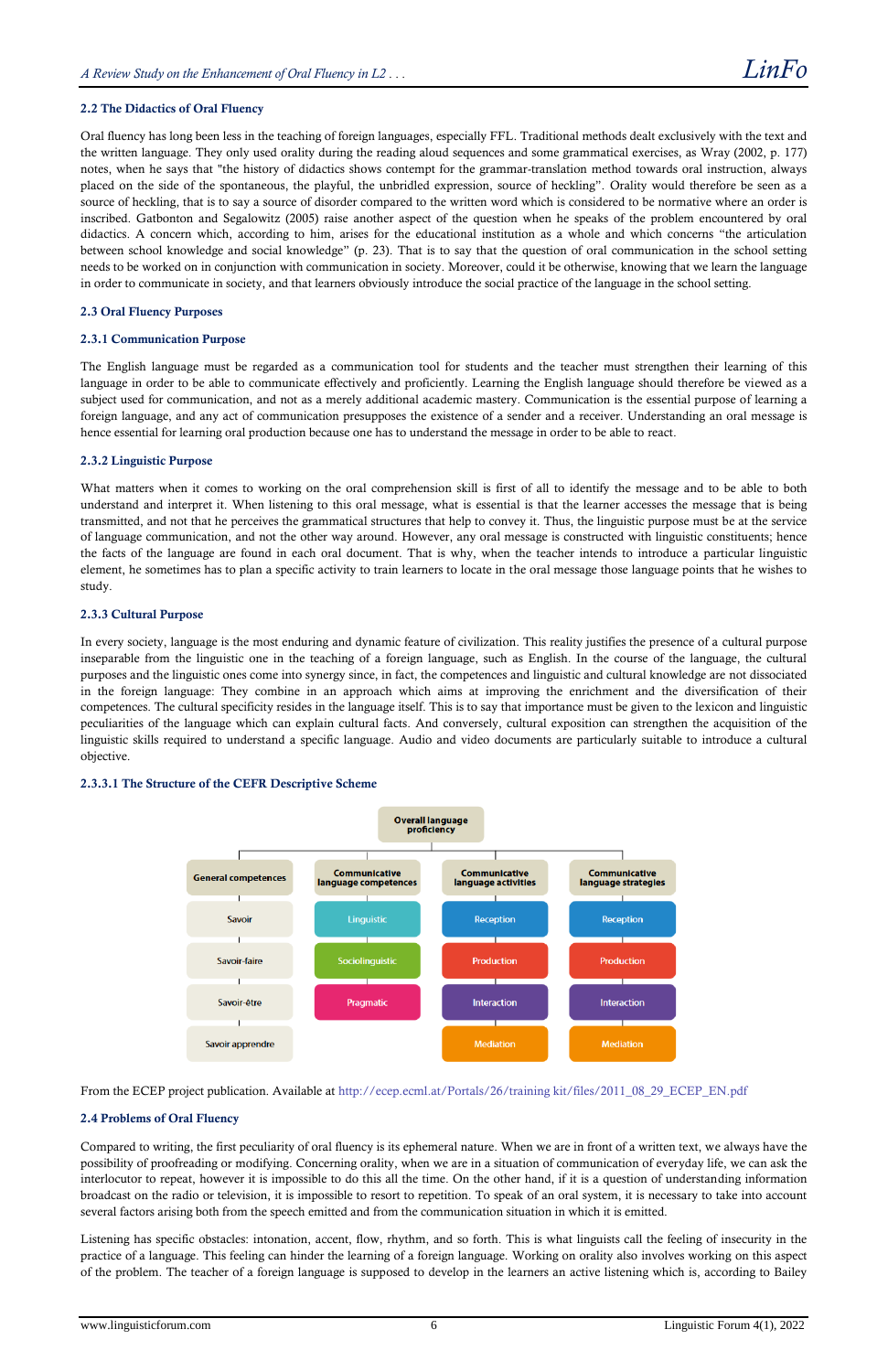### 2.2 The Didactics of Oral Fluency

Oral fluency has long been less in the teaching of foreign languages, especially FFL. Traditional methods dealt exclusively with the text and the written language. They only used orality during the reading aloud sequences and some grammatical exercises, as Wray (2002, p. 177) notes, when he says that "the history of didactics shows contempt for the grammar-translation method towards oral instruction, always placed on the side of the spontaneous, the playful, the unbridled expression, source of heckling". Orality would therefore be seen as a source of heckling, that is to say a source of disorder compared to the written word which is considered to be normative where an order is inscribed. Gatbonton and Segalowitz (2005) raise another aspect of the question when he speaks of the problem encountered by oral didactics. A concern which, according to him, arises for the educational institution as a whole and which concerns "the articulation between school knowledge and social knowledge" (p. 23). That is to say that the question of oral communication in the school setting needs to be worked on in conjunction with communication in society. Moreover, could it be otherwise, knowing that we learn the language in order to communicate in society, and that learners obviously introduce the social practice of the language in the school setting.

### 2.3 Oral Fluency Purposes

#### 2.3.1 Communication Purpose

The English language must be regarded as a communication tool for students and the teacher must strengthen their learning of this language in order to be able to communicate effectively and proficiently. Learning the English language should therefore be viewed as a subject used for communication, and not as a merely additional academic mastery. Communication is the essential purpose of learning a foreign language, and any act of communication presupposes the existence of a sender and a receiver. Understanding an oral message is hence essential for learning oral production because one has to understand the message in order to be able to react.

#### 2.3.2 Linguistic Purpose

What matters when it comes to working on the oral comprehension skill is first of all to identify the message and to be able to both understand and interpret it. When listening to this oral message, what is essential is that the learner accesses the message that is being transmitted, and not that he perceives the grammatical structures that help to convey it. Thus, the linguistic purpose must be at the service of language communication, and not the other way around. However, any oral message is constructed with linguistic constituents; hence the facts of the language are found in each oral document. That is why, when the teacher intends to introduce a particular linguistic element, he sometimes has to plan a specific activity to train learners to locate in the oral message those language points that he wishes to study.

#### 2.3.3 Cultural Purpose

In every society, language is the most enduring and dynamic feature of civilization. This reality justifies the presence of a cultural purpose inseparable from the linguistic one in the teaching of a foreign language, such as English. In the course of the language, the cultural purposes and the linguistic ones come into synergy since, in fact, the competences and linguistic and cultural knowledge are not dissociated in the foreign language: They combine in an approach which aims at improving the enrichment and the diversification of their competences. The cultural specificity resides in the language itself. This is to say that importance must be given to the lexicon and linguistic peculiarities of the language which can explain cultural facts. And conversely, cultural exposition can strengthen the acquisition of the linguistic skills required to understand a specific language. Audio and video documents are particularly suitable to introduce a cultural objective.

##### 2.3.3.1 The Structure of the CEFR Descriptive Scheme

**Overall language proficiency**

| General competences | Communicative language competences | Communicative language activities | Communicative language strategies |
|---|---|---|---|
| Savoir | Linguistic | Reception | Reception |
| Savoir-faire | Sociolinguistic | Production | Production |
| Savoir-être | Pragmatic | Interaction | Interaction |
| Savoir apprendre | | Mediation | Mediation |

From the ECEP project publication. Available at http://ecep.ecml.at/Portals/26/training kit/files/2011_08_29_ECEP_EN.pdf

### 2.4 Problems of Oral Fluency

Compared to writing, the first peculiarity of oral fluency is its ephemeral nature. When we are in front of a written text, we always have the possibility of proofreading or modifying. Concerning orality, when we are in a situation of communication of everyday life, we can ask the interlocutor to repeat, however it is impossible to do this all the time. On the other hand, if it is a question of understanding information broadcast on the radio or television, it is impossible to resort to repetition. To speak of an oral system, it is necessary to take into account several factors arising both from the speech emitted and from the communication situation in which it is emitted.

Listening has specific obstacles: intonation, accent, flow, rhythm, and so forth. This is what linguists call the feeling of insecurity in the practice of a language. This feeling can hinder the learning of a foreign language. Working on orality also involves working on this aspect of the problem. The teacher of a foreign language is supposed to develop in the learners an active listening which is, according to Bailey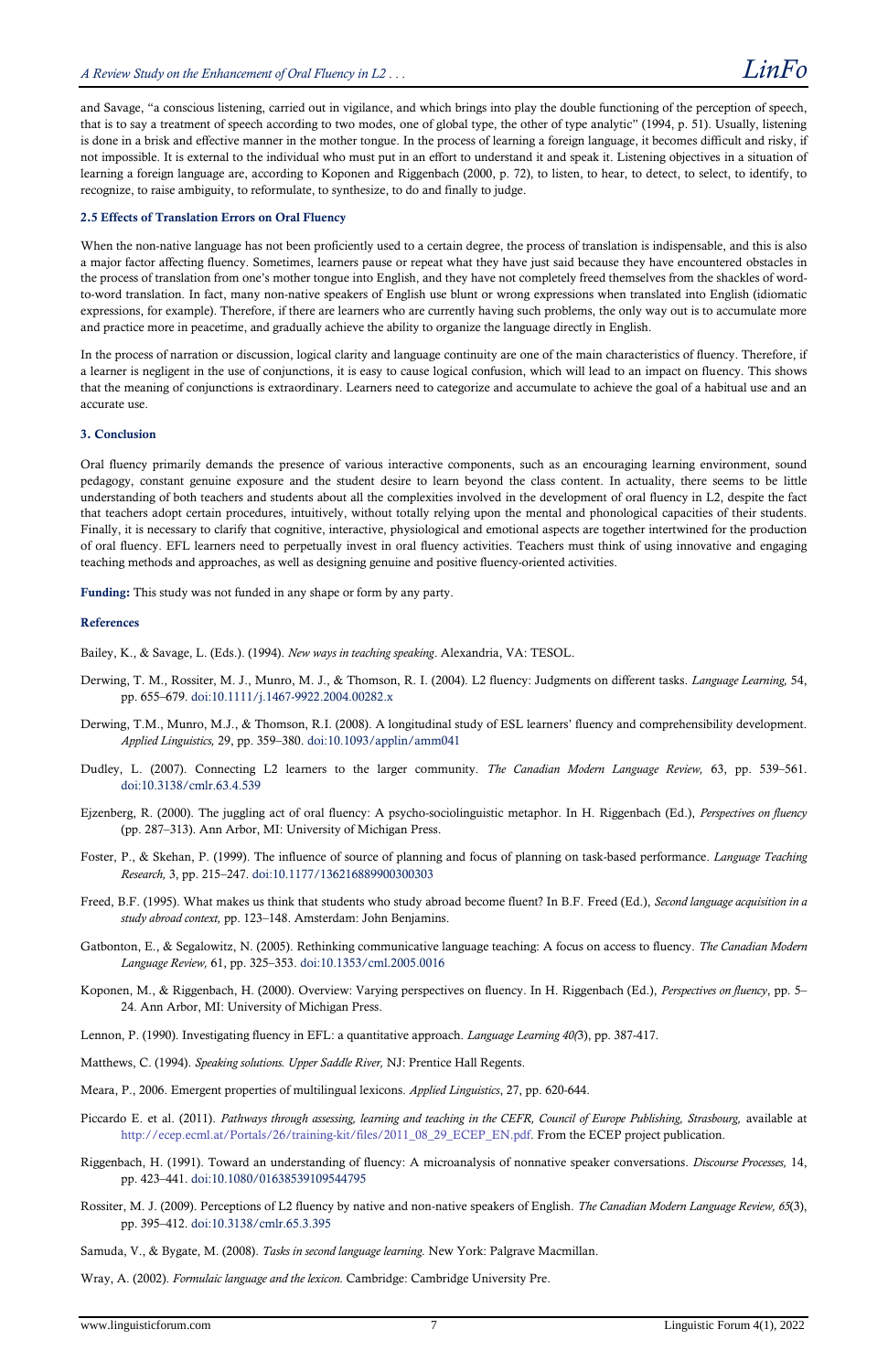and Savage, "a conscious listening, carried out in vigilance, and which brings into play the double functioning of the perception of speech, that is to say a treatment of speech according to two modes, one of global type, the other of type analytic" (1994, p. 51). Usually, listening is done in a brisk and effective manner in the mother tongue. In the process of learning a foreign language, it becomes difficult and risky, if not impossible. It is external to the individual who must put in an effort to understand it and speak it. Listening objectives in a situation of learning a foreign language are, according to Koponen and Riggenbach (2000, p. 72), to listen, to hear, to detect, to select, to identify, to recognize, to raise ambiguity, to reformulate, to synthesize, to do and finally to judge.

### 2.5 Effects of Translation Errors on Oral Fluency

When the non-native language has not been proficiently used to a certain degree, the process of translation is indispensable, and this is also a major factor affecting fluency. Sometimes, learners pause or repeat what they have just said because they have encountered obstacles in the process of translation from one's mother tongue into English, and they have not completely freed themselves from the shackles of word-to-word translation. In fact, many non-native speakers of English use blunt or wrong expressions when translated into English (idiomatic expressions, for example). Therefore, if there are learners who are currently having such problems, the only way out is to accumulate more and practice more in peacetime, and gradually achieve the ability to organize the language directly in English.

In the process of narration or discussion, logical clarity and language continuity are one of the main characteristics of fluency. Therefore, if a learner is negligent in the use of conjunctions, it is easy to cause logical confusion, which will lead to an impact on fluency. This shows that the meaning of conjunctions is extraordinary. Learners need to categorize and accumulate to achieve the goal of a habitual use and an accurate use.

## 3. Conclusion

Oral fluency primarily demands the presence of various interactive components, such as an encouraging learning environment, sound pedagogy, constant genuine exposure and the student desire to learn beyond the class content. In actuality, there seems to be little understanding of both teachers and students about all the complexities involved in the development of oral fluency in L2, despite the fact that teachers adopt certain procedures, intuitively, without totally relying upon the mental and phonological capacities of their students. Finally, it is necessary to clarify that cognitive, interactive, physiological and emotional aspects are together intertwined for the production of oral fluency. EFL learners need to perpetually invest in oral fluency activities. Teachers must think of using innovative and engaging teaching methods and approaches, as well as designing genuine and positive fluency-oriented activities.

**Funding:** This study was not funded in any shape or form by any party.

## References

Bailey, K., & Savage, L. (Eds.). (1994). *New ways in teaching speaking*. Alexandria, VA: TESOL.

Derwing, T. M., Rossiter, M. J., Munro, M. J., & Thomson, R. I. (2004). L2 fluency: Judgments on different tasks. *Language Learning,* 54, pp. 655–679. doi:10.1111/j.1467-9922.2004.00282.x

Derwing, T.M., Munro, M.J., & Thomson, R.I. (2008). A longitudinal study of ESL learners' fluency and comprehensibility development. *Applied Linguistics,* 29, pp. 359–380. doi:10.1093/applin/amm041

Dudley, L. (2007). Connecting L2 learners to the larger community. *The Canadian Modern Language Review,* 63, pp. 539–561. doi:10.3138/cmlr.63.4.539

Ejzenberg, R. (2000). The juggling act of oral fluency: A psycho-sociolinguistic metaphor. In H. Riggenbach (Ed.), *Perspectives on fluency* (pp. 287–313). Ann Arbor, MI: University of Michigan Press.

Foster, P., & Skehan, P. (1999). The influence of source of planning and focus of planning on task-based performance. *Language Teaching Research,* 3, pp. 215–247. doi:10.1177/136216889900300303

Freed, B.F. (1995). What makes us think that students who study abroad become fluent? In B.F. Freed (Ed.), *Second language acquisition in a study abroad context,* pp. 123–148. Amsterdam: John Benjamins.

Gatbonton, E., & Segalowitz, N. (2005). Rethinking communicative language teaching: A focus on access to fluency. *The Canadian Modern Language Review,* 61, pp. 325–353. doi:10.1353/cml.2005.0016

Koponen, M., & Riggenbach, H. (2000). Overview: Varying perspectives on fluency. In H. Riggenbach (Ed.), *Perspectives on fluency*, pp. 5–24. Ann Arbor, MI: University of Michigan Press.

Lennon, P. (1990). Investigating fluency in EFL: a quantitative approach. *Language Learning 40(*3), pp. 387-417.

Matthews, C. (1994). *Speaking solutions. Upper Saddle River,* NJ: Prentice Hall Regents.

Meara, P., 2006. Emergent properties of multilingual lexicons. *Applied Linguistics*, 27, pp. 620-644.

Piccardo E. et al. (2011). *Pathways through assessing, learning and teaching in the CEFR, Council of Europe Publishing, Strasbourg,* available at http://ecep.ecml.at/Portals/26/training-kit/files/2011_08_29_ECEP_EN.pdf. From the ECEP project publication.

Riggenbach, H. (1991). Toward an understanding of fluency: A microanalysis of nonnative speaker conversations. *Discourse Processes,* 14, pp. 423–441. doi:10.1080/01638539109544795

Rossiter, M. J. (2009). Perceptions of L2 fluency by native and non-native speakers of English. *The Canadian Modern Language Review, 65*(3), pp. 395–412. doi:10.3138/cmlr.65.3.395

Samuda, V., & Bygate, M. (2008). *Tasks in second language learning.* New York: Palgrave Macmillan.

Wray, A. (2002). *Formulaic language and the lexicon.* Cambridge: Cambridge University Pre.